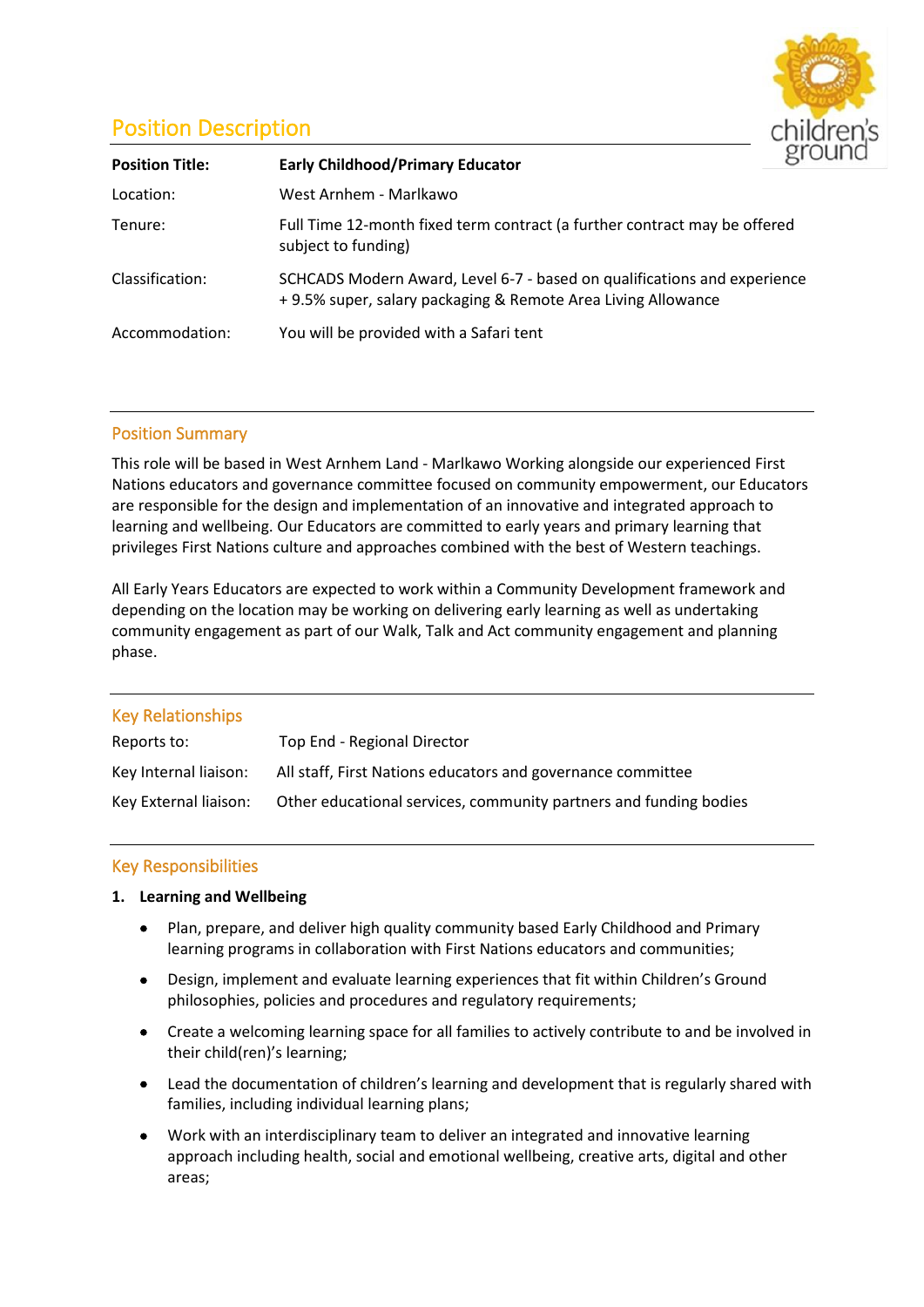# Position Description

| | |
|---|---|
| **Position Title:** | **Early Childhood/Primary Educator** |
| Location: | West Arnhem - Marlkawo |
| Tenure: | Full Time 12-month fixed term contract (a further contract may be offered subject to funding) |
| Classification: | SCHCADS Modern Award, Level 6-7 - based on qualifications and experience + 9.5% super, salary packaging & Remote Area Living Allowance |
| Accommodation: | You will be provided with a Safari tent |

## Position Summary

This role will be based in West Arnhem Land - Marlkawo Working alongside our experienced First Nations educators and governance committee focused on community empowerment, our Educators are responsible for the design and implementation of an innovative and integrated approach to learning and wellbeing. Our Educators are committed to early years and primary learning that privileges First Nations culture and approaches combined with the best of Western teachings.

All Early Years Educators are expected to work within a Community Development framework and depending on the location may be working on delivering early learning as well as undertaking community engagement as part of our Walk, Talk and Act community engagement and planning phase.

## Key Relationships

| | |
|---|---|
| Reports to: | Top End - Regional Director |
| Key Internal liaison: | All staff, First Nations educators and governance committee |
| Key External liaison: | Other educational services, community partners and funding bodies |

## Key Responsibilities

1. **Learning and Wellbeing**

- Plan, prepare, and deliver high quality community based Early Childhood and Primary learning programs in collaboration with First Nations educators and communities;
- Design, implement and evaluate learning experiences that fit within Children's Ground philosophies, policies and procedures and regulatory requirements;
- Create a welcoming learning space for all families to actively contribute to and be involved in their child(ren)'s learning;
- Lead the documentation of children's learning and development that is regularly shared with families, including individual learning plans;
- Work with an interdisciplinary team to deliver an integrated and innovative learning approach including health, social and emotional wellbeing, creative arts, digital and other areas;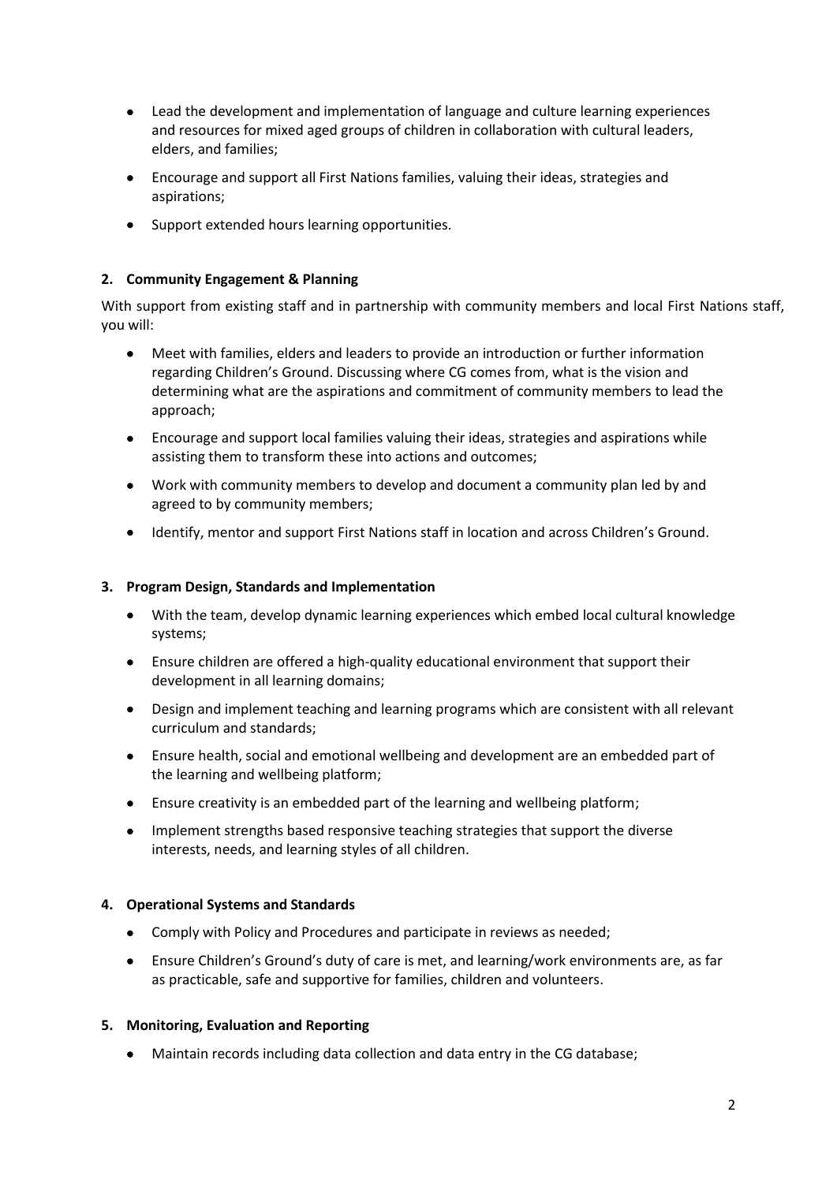- Lead the development and implementation of language and culture learning experiences and resources for mixed aged groups of children in collaboration with cultural leaders, elders, and families;
- Encourage and support all First Nations families, valuing their ideas, strategies and aspirations;
- Support extended hours learning opportunities.

**2. Community Engagement & Planning**

With support from existing staff and in partnership with community members and local First Nations staff, you will:

- Meet with families, elders and leaders to provide an introduction or further information regarding Children's Ground. Discussing where CG comes from, what is the vision and determining what are the aspirations and commitment of community members to lead the approach;
- Encourage and support local families valuing their ideas, strategies and aspirations while assisting them to transform these into actions and outcomes;
- Work with community members to develop and document a community plan led by and agreed to by community members;
- Identify, mentor and support First Nations staff in location and across Children's Ground.

**3. Program Design, Standards and Implementation**

- With the team, develop dynamic learning experiences which embed local cultural knowledge systems;
- Ensure children are offered a high-quality educational environment that support their development in all learning domains;
- Design and implement teaching and learning programs which are consistent with all relevant curriculum and standards;
- Ensure health, social and emotional wellbeing and development are an embedded part of the learning and wellbeing platform;
- Ensure creativity is an embedded part of the learning and wellbeing platform;
- Implement strengths based responsive teaching strategies that support the diverse interests, needs, and learning styles of all children.

**4. Operational Systems and Standards**

- Comply with Policy and Procedures and participate in reviews as needed;
- Ensure Children's Ground's duty of care is met, and learning/work environments are, as far as practicable, safe and supportive for families, children and volunteers.

**5. Monitoring, Evaluation and Reporting**

- Maintain records including data collection and data entry in the CG database;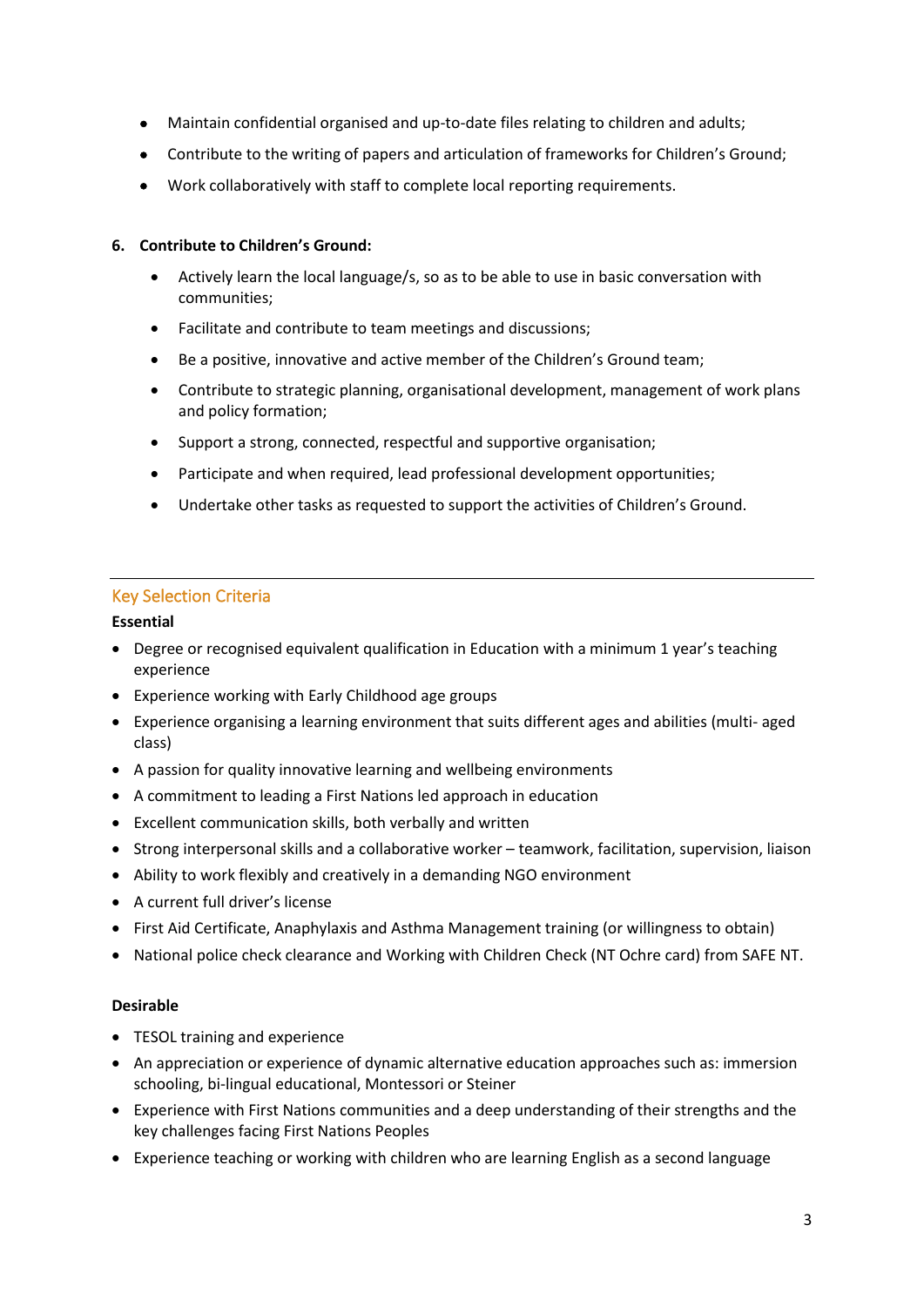- Maintain confidential organised and up-to-date files relating to children and adults;
- Contribute to the writing of papers and articulation of frameworks for Children's Ground;
- Work collaboratively with staff to complete local reporting requirements.

**6. Contribute to Children's Ground:**

- Actively learn the local language/s, so as to be able to use in basic conversation with communities;
- Facilitate and contribute to team meetings and discussions;
- Be a positive, innovative and active member of the Children's Ground team;
- Contribute to strategic planning, organisational development, management of work plans and policy formation;
- Support a strong, connected, respectful and supportive organisation;
- Participate and when required, lead professional development opportunities;
- Undertake other tasks as requested to support the activities of Children's Ground.

---

## Key Selection Criteria

**Essential**

- Degree or recognised equivalent qualification in Education with a minimum 1 year's teaching experience
- Experience working with Early Childhood age groups
- Experience organising a learning environment that suits different ages and abilities (multi- aged class)
- A passion for quality innovative learning and wellbeing environments
- A commitment to leading a First Nations led approach in education
- Excellent communication skills, both verbally and written
- Strong interpersonal skills and a collaborative worker – teamwork, facilitation, supervision, liaison
- Ability to work flexibly and creatively in a demanding NGO environment
- A current full driver's license
- First Aid Certificate, Anaphylaxis and Asthma Management training (or willingness to obtain)
- National police check clearance and Working with Children Check (NT Ochre card) from SAFE NT.

**Desirable**

- TESOL training and experience
- An appreciation or experience of dynamic alternative education approaches such as: immersion schooling, bi-lingual educational, Montessori or Steiner
- Experience with First Nations communities and a deep understanding of their strengths and the key challenges facing First Nations Peoples
- Experience teaching or working with children who are learning English as a second language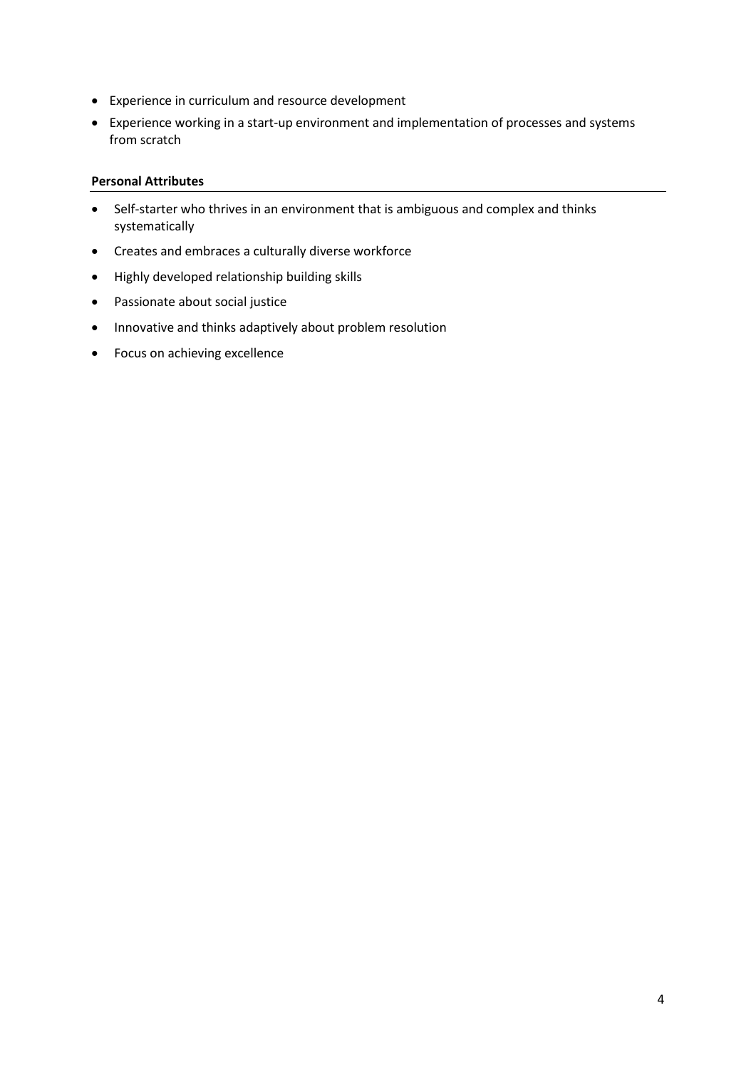- Experience in curriculum and resource development
- Experience working in a start-up environment and implementation of processes and systems from scratch

**Personal Attributes**

- Self-starter who thrives in an environment that is ambiguous and complex and thinks systematically
- Creates and embraces a culturally diverse workforce
- Highly developed relationship building skills
- Passionate about social justice
- Innovative and thinks adaptively about problem resolution
- Focus on achieving excellence